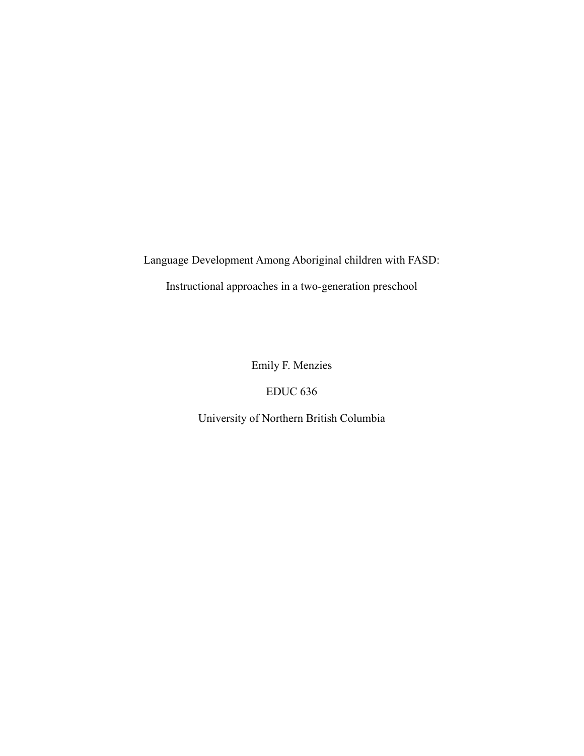# Language Development Among Aboriginal children with FASD:

## Instructional approaches in a two-generation preschool

Emily F. Menzies

EDUC 636

University of Northern British Columbia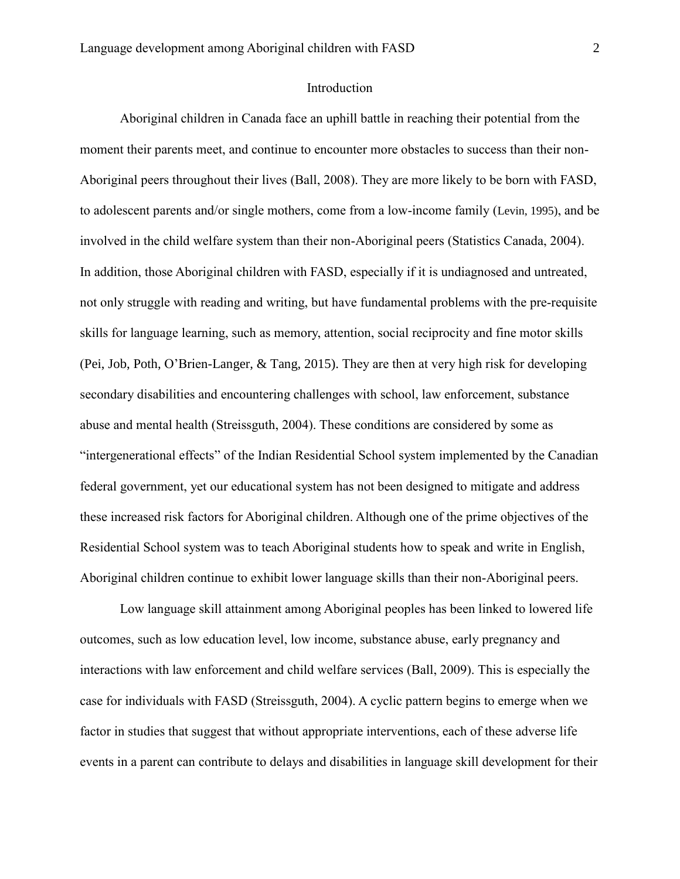## Introduction

Aboriginal children in Canada face an uphill battle in reaching their potential from the moment their parents meet, and continue to encounter more obstacles to success than their non-Aboriginal peers throughout their lives (Ball, 2008). They are more likely to be born with FASD, to adolescent parents and/or single mothers, come from a low-income family (Levin, 1995), and be involved in the child welfare system than their non-Aboriginal peers (Statistics Canada, 2004). In addition, those Aboriginal children with FASD, especially if it is undiagnosed and untreated, not only struggle with reading and writing, but have fundamental problems with the pre-requisite skills for language learning, such as memory, attention, social reciprocity and fine motor skills (Pei, Job, Poth, O'Brien-Langer, & Tang, 2015). They are then at very high risk for developing secondary disabilities and encountering challenges with school, law enforcement, substance abuse and mental health (Streissguth, 2004). These conditions are considered by some as "intergenerational effects" of the Indian Residential School system implemented by the Canadian federal government, yet our educational system has not been designed to mitigate and address these increased risk factors for Aboriginal children. Although one of the prime objectives of the Residential School system was to teach Aboriginal students how to speak and write in English, Aboriginal children continue to exhibit lower language skills than their non-Aboriginal peers.

Low language skill attainment among Aboriginal peoples has been linked to lowered life outcomes, such as low education level, low income, substance abuse, early pregnancy and interactions with law enforcement and child welfare services (Ball, 2009). This is especially the case for individuals with FASD (Streissguth, 2004). A cyclic pattern begins to emerge when we factor in studies that suggest that without appropriate interventions, each of these adverse life events in a parent can contribute to delays and disabilities in language skill development for their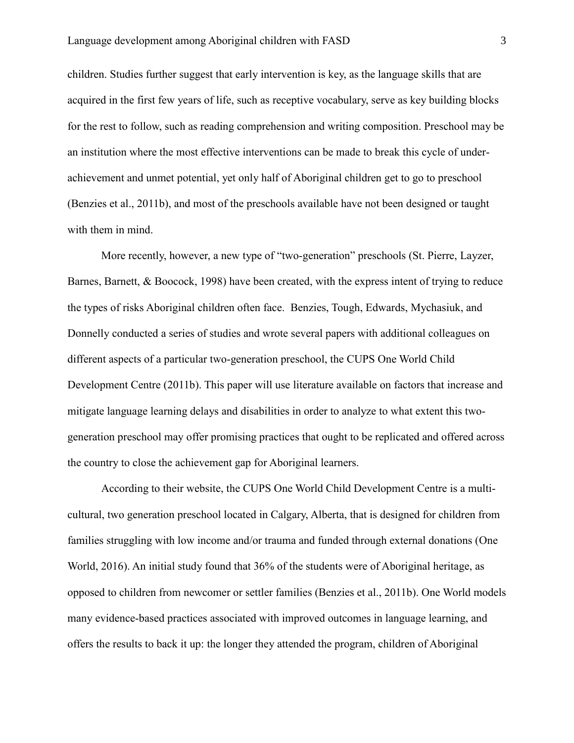children. Studies further suggest that early intervention is key, as the language skills that are acquired in the first few years of life, such as receptive vocabulary, serve as key building blocks for the rest to follow, such as reading comprehension and writing composition. Preschool may be an institution where the most effective interventions can be made to break this cycle of under-achievement and unmet potential, yet only half of Aboriginal children get to go to preschool (Benzies et al., 2011b), and most of the preschools available have not been designed or taught with them in mind.

More recently, however, a new type of "two-generation" preschools (St. Pierre, Layzer, Barnes, Barnett, & Boocock, 1998) have been created, with the express intent of trying to reduce the types of risks Aboriginal children often face. Benzies, Tough, Edwards, Mychasiuk, and Donnelly conducted a series of studies and wrote several papers with additional colleagues on different aspects of a particular two-generation preschool, the CUPS One World Child Development Centre (2011b). This paper will use literature available on factors that increase and mitigate language learning delays and disabilities in order to analyze to what extent this two-generation preschool may offer promising practices that ought to be replicated and offered across the country to close the achievement gap for Aboriginal learners.

According to their website, the CUPS One World Child Development Centre is a multi-cultural, two generation preschool located in Calgary, Alberta, that is designed for children from families struggling with low income and/or trauma and funded through external donations (One World, 2016). An initial study found that 36% of the students were of Aboriginal heritage, as opposed to children from newcomer or settler families (Benzies et al., 2011b). One World models many evidence-based practices associated with improved outcomes in language learning, and offers the results to back it up: the longer they attended the program, children of Aboriginal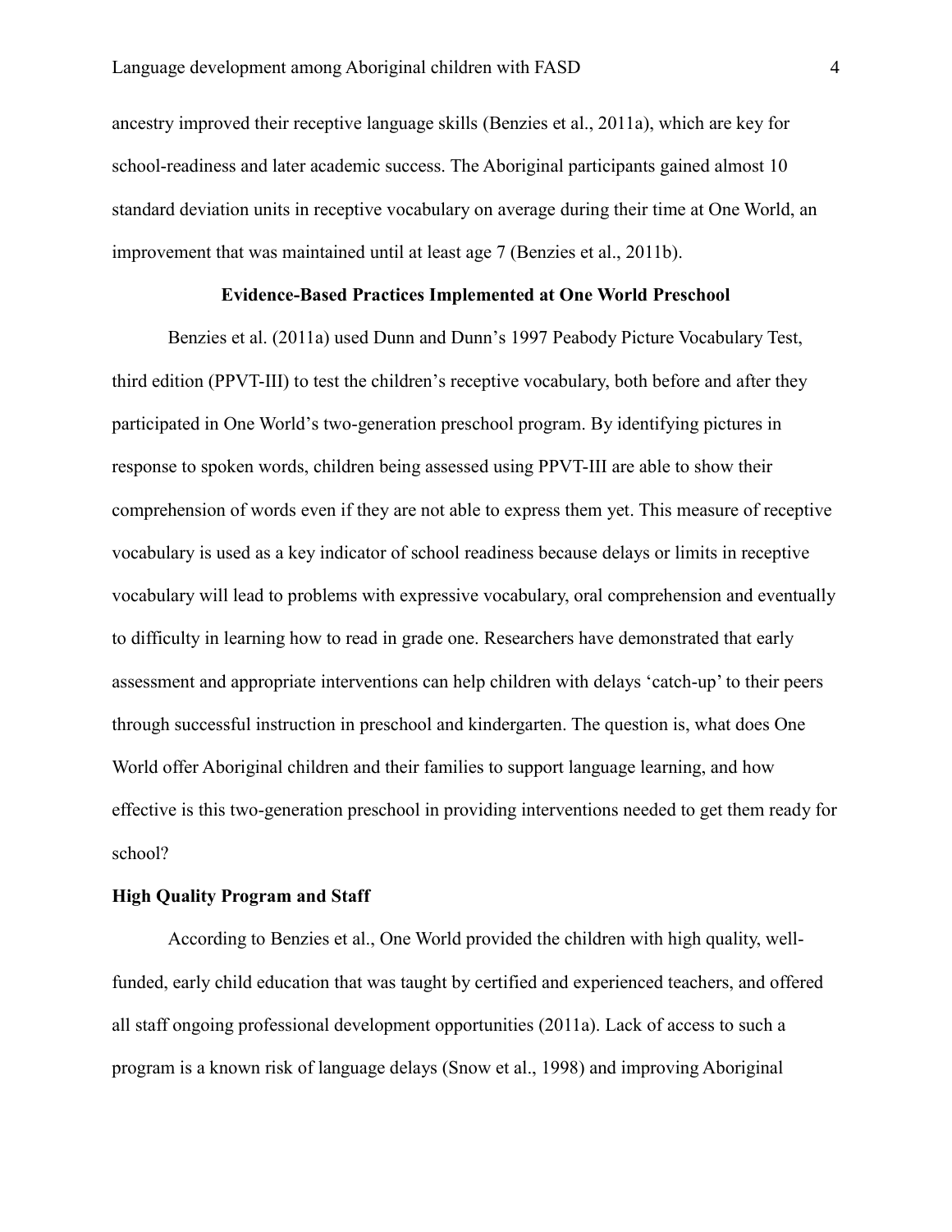ancestry improved their receptive language skills (Benzies et al., 2011a), which are key for school-readiness and later academic success. The Aboriginal participants gained almost 10 standard deviation units in receptive vocabulary on average during their time at One World, an improvement that was maintained until at least age 7 (Benzies et al., 2011b).

## Evidence-Based Practices Implemented at One World Preschool

Benzies et al. (2011a) used Dunn and Dunn's 1997 Peabody Picture Vocabulary Test, third edition (PPVT-III) to test the children's receptive vocabulary, both before and after they participated in One World's two-generation preschool program. By identifying pictures in response to spoken words, children being assessed using PPVT-III are able to show their comprehension of words even if they are not able to express them yet. This measure of receptive vocabulary is used as a key indicator of school readiness because delays or limits in receptive vocabulary will lead to problems with expressive vocabulary, oral comprehension and eventually to difficulty in learning how to read in grade one. Researchers have demonstrated that early assessment and appropriate interventions can help children with delays 'catch-up' to their peers through successful instruction in preschool and kindergarten. The question is, what does One World offer Aboriginal children and their families to support language learning, and how effective is this two-generation preschool in providing interventions needed to get them ready for school?

### High Quality Program and Staff

According to Benzies et al., One World provided the children with high quality, well-funded, early child education that was taught by certified and experienced teachers, and offered all staff ongoing professional development opportunities (2011a). Lack of access to such a program is a known risk of language delays (Snow et al., 1998) and improving Aboriginal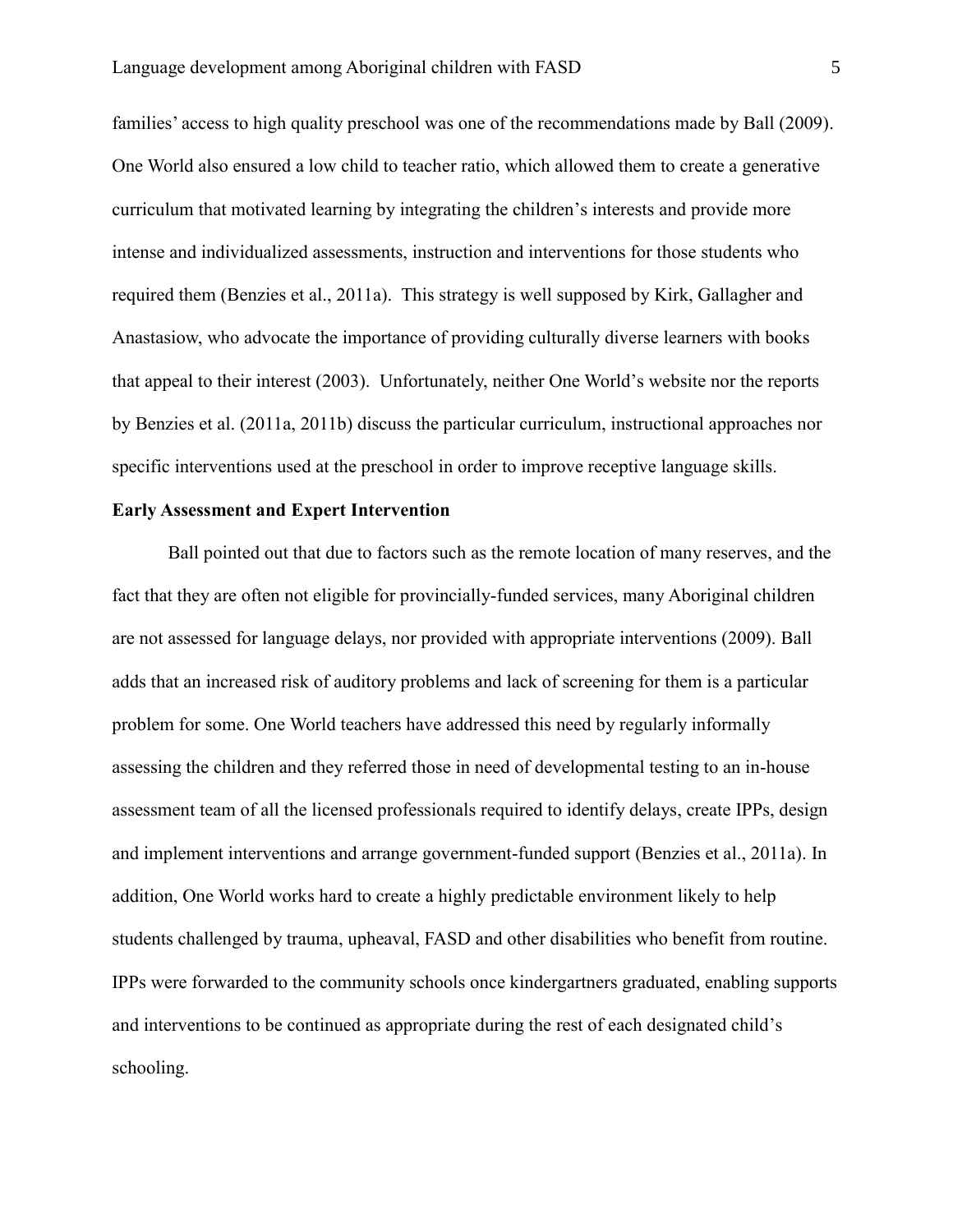families' access to high quality preschool was one of the recommendations made by Ball (2009). One World also ensured a low child to teacher ratio, which allowed them to create a generative curriculum that motivated learning by integrating the children's interests and provide more intense and individualized assessments, instruction and interventions for those students who required them (Benzies et al., 2011a). This strategy is well supposed by Kirk, Gallagher and Anastasiow, who advocate the importance of providing culturally diverse learners with books that appeal to their interest (2003). Unfortunately, neither One World's website nor the reports by Benzies et al. (2011a, 2011b) discuss the particular curriculum, instructional approaches nor specific interventions used at the preschool in order to improve receptive language skills.

**Early Assessment and Expert Intervention**

Ball pointed out that due to factors such as the remote location of many reserves, and the fact that they are often not eligible for provincially-funded services, many Aboriginal children are not assessed for language delays, nor provided with appropriate interventions (2009). Ball adds that an increased risk of auditory problems and lack of screening for them is a particular problem for some. One World teachers have addressed this need by regularly informally assessing the children and they referred those in need of developmental testing to an in-house assessment team of all the licensed professionals required to identify delays, create IPPs, design and implement interventions and arrange government-funded support (Benzies et al., 2011a). In addition, One World works hard to create a highly predictable environment likely to help students challenged by trauma, upheaval, FASD and other disabilities who benefit from routine. IPPs were forwarded to the community schools once kindergartners graduated, enabling supports and interventions to be continued as appropriate during the rest of each designated child's schooling.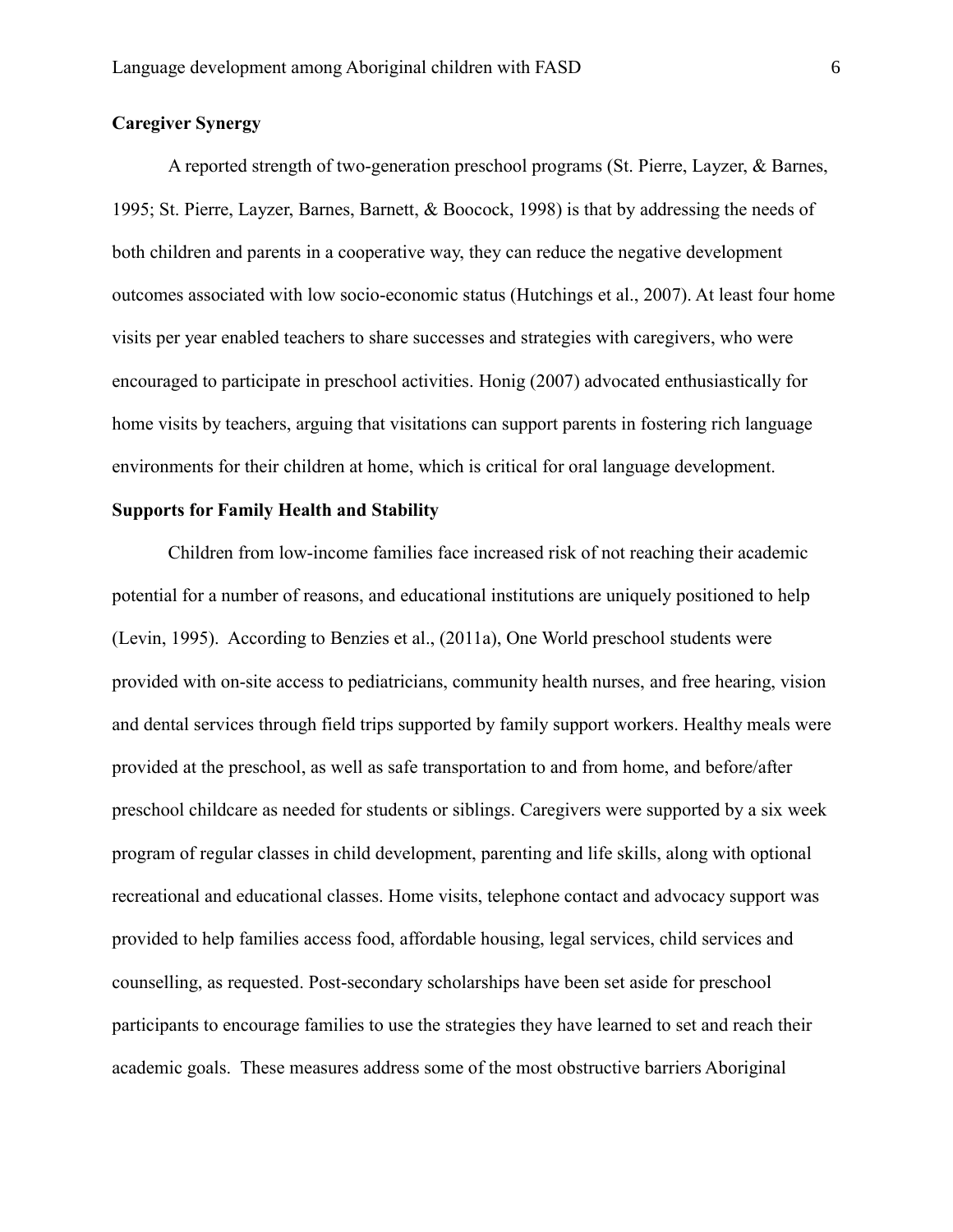**Caregiver Synergy**

A reported strength of two-generation preschool programs (St. Pierre, Layzer, & Barnes, 1995; St. Pierre, Layzer, Barnes, Barnett, & Boocock, 1998) is that by addressing the needs of both children and parents in a cooperative way, they can reduce the negative development outcomes associated with low socio-economic status (Hutchings et al., 2007). At least four home visits per year enabled teachers to share successes and strategies with caregivers, who were encouraged to participate in preschool activities. Honig (2007) advocated enthusiastically for home visits by teachers, arguing that visitations can support parents in fostering rich language environments for their children at home, which is critical for oral language development.

**Supports for Family Health and Stability**

Children from low-income families face increased risk of not reaching their academic potential for a number of reasons, and educational institutions are uniquely positioned to help (Levin, 1995). According to Benzies et al., (2011a), One World preschool students were provided with on-site access to pediatricians, community health nurses, and free hearing, vision and dental services through field trips supported by family support workers. Healthy meals were provided at the preschool, as well as safe transportation to and from home, and before/after preschool childcare as needed for students or siblings. Caregivers were supported by a six week program of regular classes in child development, parenting and life skills, along with optional recreational and educational classes. Home visits, telephone contact and advocacy support was provided to help families access food, affordable housing, legal services, child services and counselling, as requested. Post-secondary scholarships have been set aside for preschool participants to encourage families to use the strategies they have learned to set and reach their academic goals. These measures address some of the most obstructive barriers Aboriginal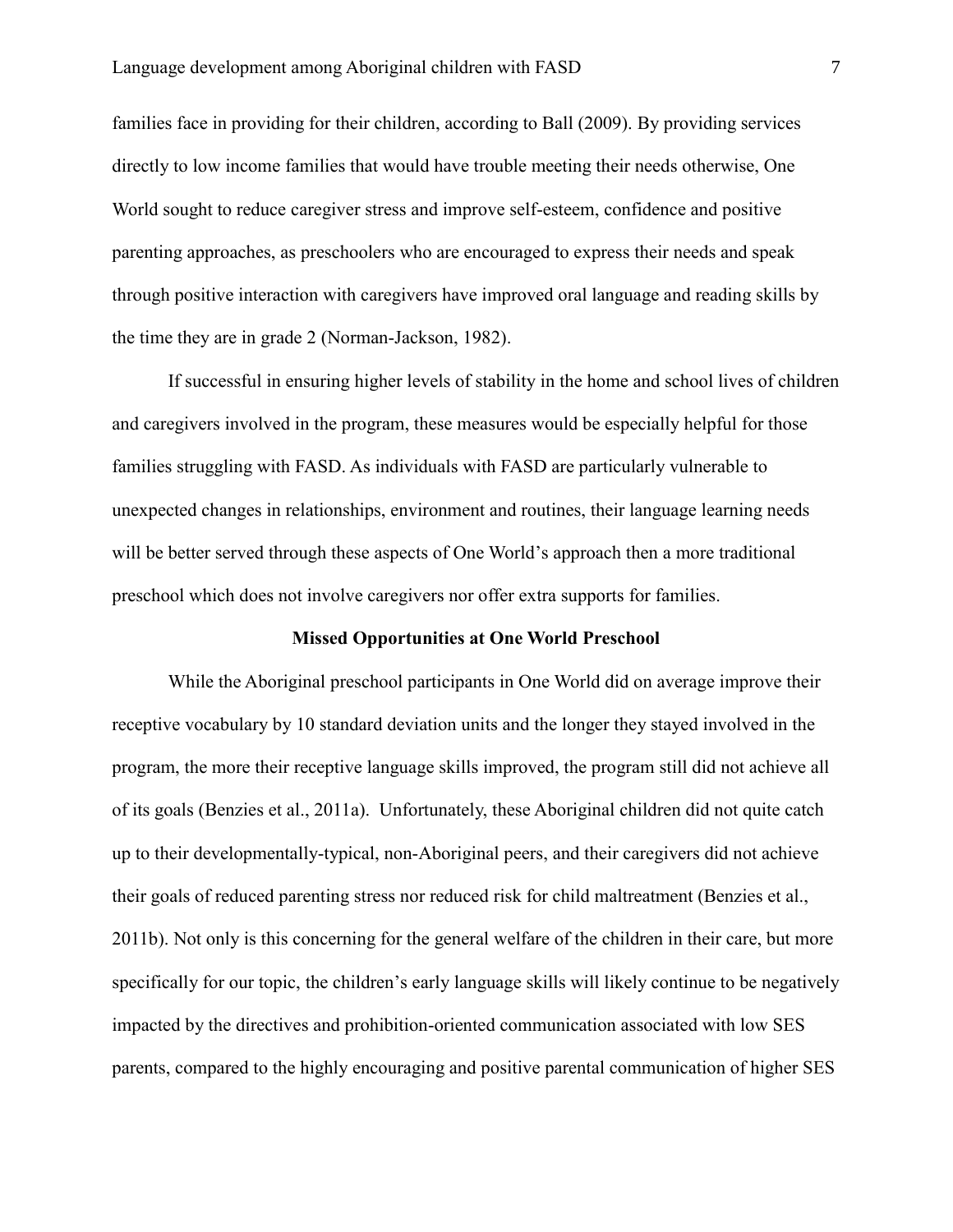families face in providing for their children, according to Ball (2009). By providing services directly to low income families that would have trouble meeting their needs otherwise, One World sought to reduce caregiver stress and improve self-esteem, confidence and positive parenting approaches, as preschoolers who are encouraged to express their needs and speak through positive interaction with caregivers have improved oral language and reading skills by the time they are in grade 2 (Norman-Jackson, 1982).

If successful in ensuring higher levels of stability in the home and school lives of children and caregivers involved in the program, these measures would be especially helpful for those families struggling with FASD. As individuals with FASD are particularly vulnerable to unexpected changes in relationships, environment and routines, their language learning needs will be better served through these aspects of One World's approach then a more traditional preschool which does not involve caregivers nor offer extra supports for families.

**Missed Opportunities at One World Preschool**

While the Aboriginal preschool participants in One World did on average improve their receptive vocabulary by 10 standard deviation units and the longer they stayed involved in the program, the more their receptive language skills improved, the program still did not achieve all of its goals (Benzies et al., 2011a). Unfortunately, these Aboriginal children did not quite catch up to their developmentally-typical, non-Aboriginal peers, and their caregivers did not achieve their goals of reduced parenting stress nor reduced risk for child maltreatment (Benzies et al., 2011b). Not only is this concerning for the general welfare of the children in their care, but more specifically for our topic, the children's early language skills will likely continue to be negatively impacted by the directives and prohibition-oriented communication associated with low SES parents, compared to the highly encouraging and positive parental communication of higher SES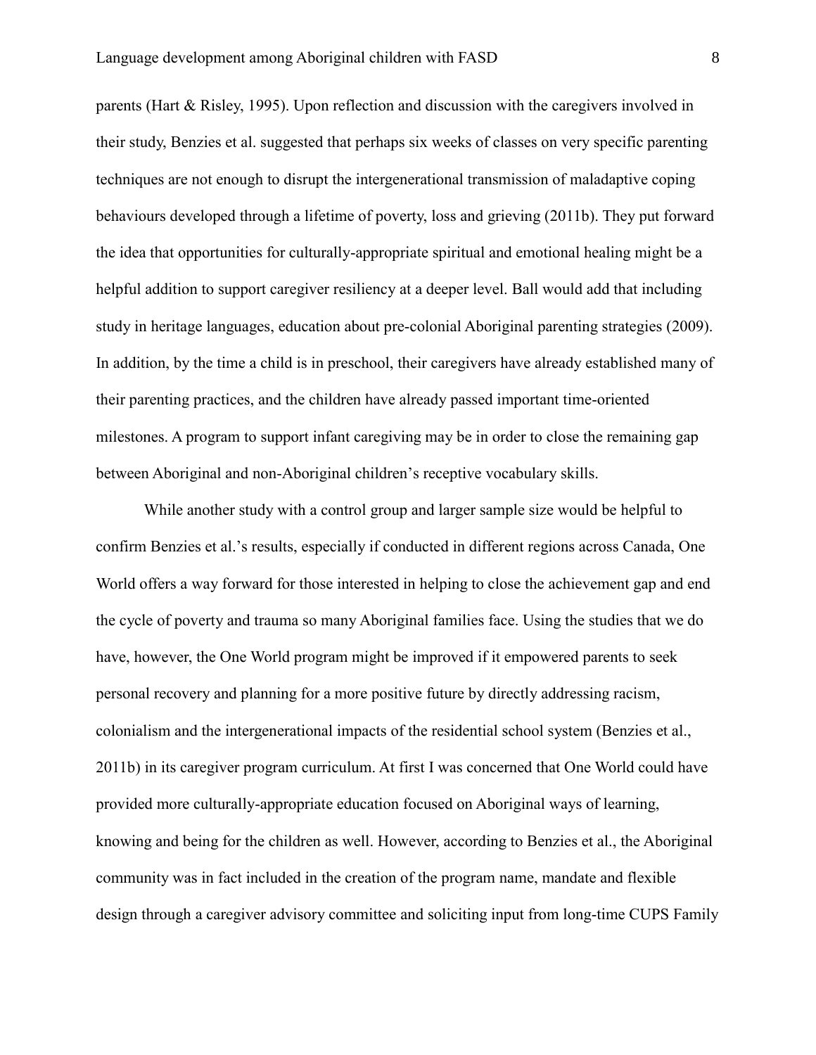parents (Hart & Risley, 1995). Upon reflection and discussion with the caregivers involved in their study, Benzies et al. suggested that perhaps six weeks of classes on very specific parenting techniques are not enough to disrupt the intergenerational transmission of maladaptive coping behaviours developed through a lifetime of poverty, loss and grieving (2011b). They put forward the idea that opportunities for culturally-appropriate spiritual and emotional healing might be a helpful addition to support caregiver resiliency at a deeper level. Ball would add that including study in heritage languages, education about pre-colonial Aboriginal parenting strategies (2009). In addition, by the time a child is in preschool, their caregivers have already established many of their parenting practices, and the children have already passed important time-oriented milestones. A program to support infant caregiving may be in order to close the remaining gap between Aboriginal and non-Aboriginal children's receptive vocabulary skills.

While another study with a control group and larger sample size would be helpful to confirm Benzies et al.'s results, especially if conducted in different regions across Canada, One World offers a way forward for those interested in helping to close the achievement gap and end the cycle of poverty and trauma so many Aboriginal families face. Using the studies that we do have, however, the One World program might be improved if it empowered parents to seek personal recovery and planning for a more positive future by directly addressing racism, colonialism and the intergenerational impacts of the residential school system (Benzies et al., 2011b) in its caregiver program curriculum. At first I was concerned that One World could have provided more culturally-appropriate education focused on Aboriginal ways of learning, knowing and being for the children as well. However, according to Benzies et al., the Aboriginal community was in fact included in the creation of the program name, mandate and flexible design through a caregiver advisory committee and soliciting input from long-time CUPS Family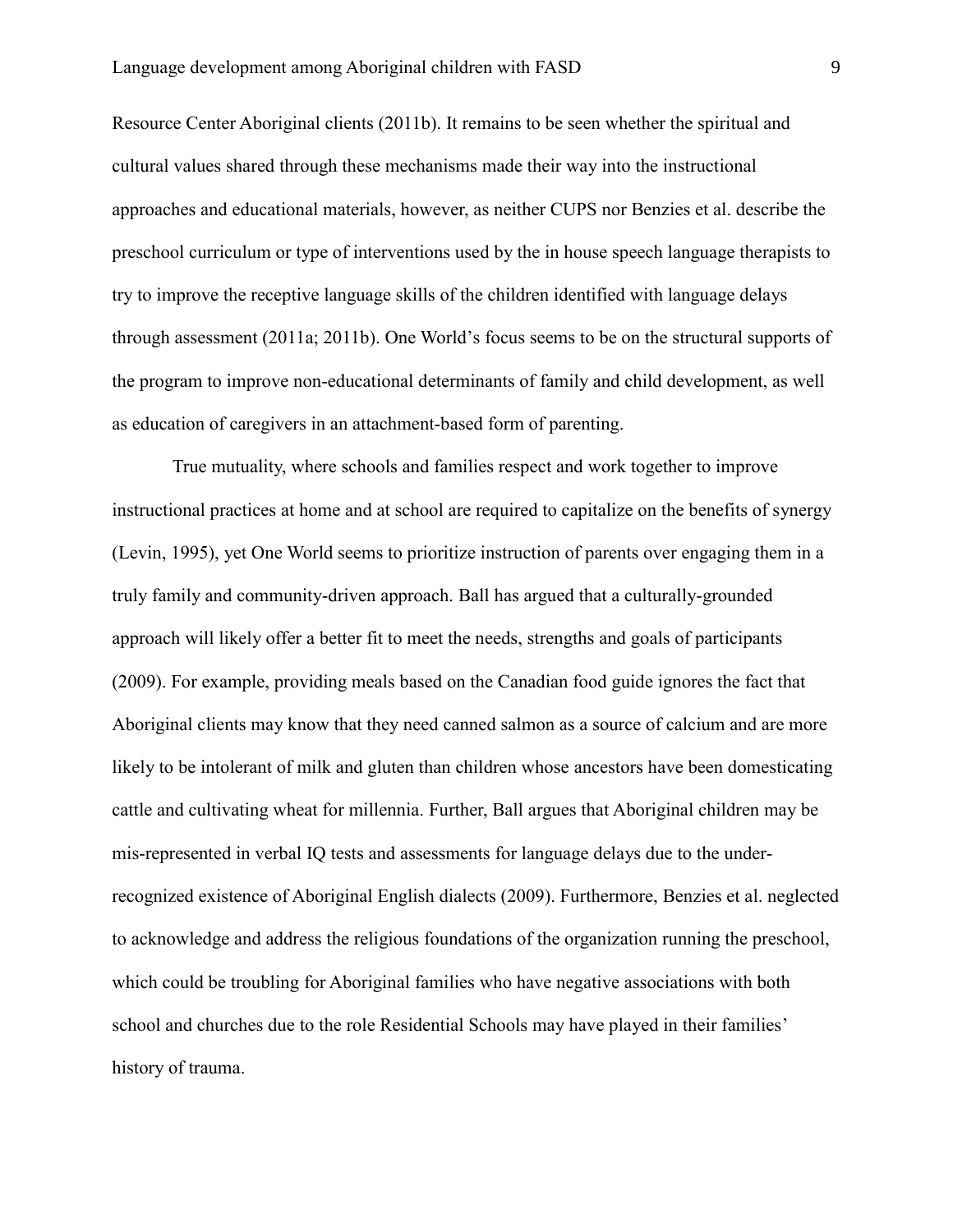Resource Center Aboriginal clients (2011b). It remains to be seen whether the spiritual and cultural values shared through these mechanisms made their way into the instructional approaches and educational materials, however, as neither CUPS nor Benzies et al. describe the preschool curriculum or type of interventions used by the in house speech language therapists to try to improve the receptive language skills of the children identified with language delays through assessment (2011a; 2011b). One World's focus seems to be on the structural supports of the program to improve non-educational determinants of family and child development, as well as education of caregivers in an attachment-based form of parenting.

True mutuality, where schools and families respect and work together to improve instructional practices at home and at school are required to capitalize on the benefits of synergy (Levin, 1995), yet One World seems to prioritize instruction of parents over engaging them in a truly family and community-driven approach. Ball has argued that a culturally-grounded approach will likely offer a better fit to meet the needs, strengths and goals of participants (2009). For example, providing meals based on the Canadian food guide ignores the fact that Aboriginal clients may know that they need canned salmon as a source of calcium and are more likely to be intolerant of milk and gluten than children whose ancestors have been domesticating cattle and cultivating wheat for millennia. Further, Ball argues that Aboriginal children may be mis-represented in verbal IQ tests and assessments for language delays due to the under-recognized existence of Aboriginal English dialects (2009). Furthermore, Benzies et al. neglected to acknowledge and address the religious foundations of the organization running the preschool, which could be troubling for Aboriginal families who have negative associations with both school and churches due to the role Residential Schools may have played in their families' history of trauma.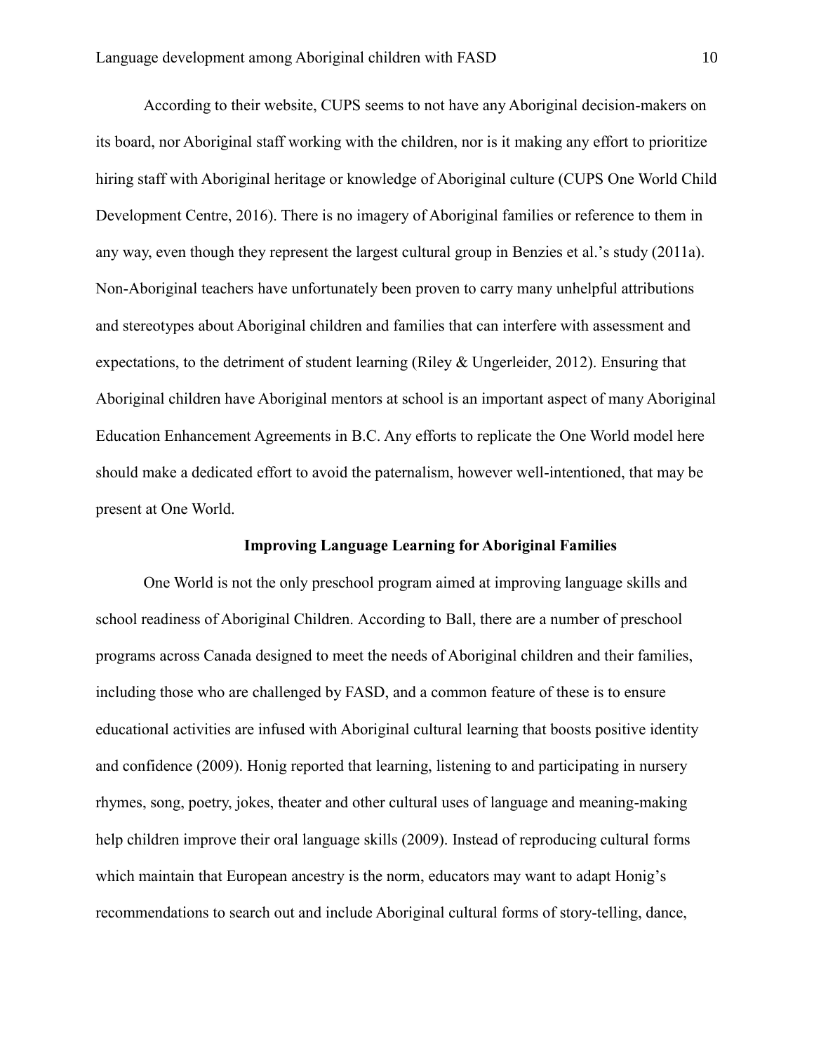According to their website, CUPS seems to not have any Aboriginal decision-makers on its board, nor Aboriginal staff working with the children, nor is it making any effort to prioritize hiring staff with Aboriginal heritage or knowledge of Aboriginal culture (CUPS One World Child Development Centre, 2016). There is no imagery of Aboriginal families or reference to them in any way, even though they represent the largest cultural group in Benzies et al.'s study (2011a). Non-Aboriginal teachers have unfortunately been proven to carry many unhelpful attributions and stereotypes about Aboriginal children and families that can interfere with assessment and expectations, to the detriment of student learning (Riley & Ungerleider, 2012). Ensuring that Aboriginal children have Aboriginal mentors at school is an important aspect of many Aboriginal Education Enhancement Agreements in B.C. Any efforts to replicate the One World model here should make a dedicated effort to avoid the paternalism, however well-intentioned, that may be present at One World.

## Improving Language Learning for Aboriginal Families

One World is not the only preschool program aimed at improving language skills and school readiness of Aboriginal Children. According to Ball, there are a number of preschool programs across Canada designed to meet the needs of Aboriginal children and their families, including those who are challenged by FASD, and a common feature of these is to ensure educational activities are infused with Aboriginal cultural learning that boosts positive identity and confidence (2009). Honig reported that learning, listening to and participating in nursery rhymes, song, poetry, jokes, theater and other cultural uses of language and meaning-making help children improve their oral language skills (2009). Instead of reproducing cultural forms which maintain that European ancestry is the norm, educators may want to adapt Honig's recommendations to search out and include Aboriginal cultural forms of story-telling, dance,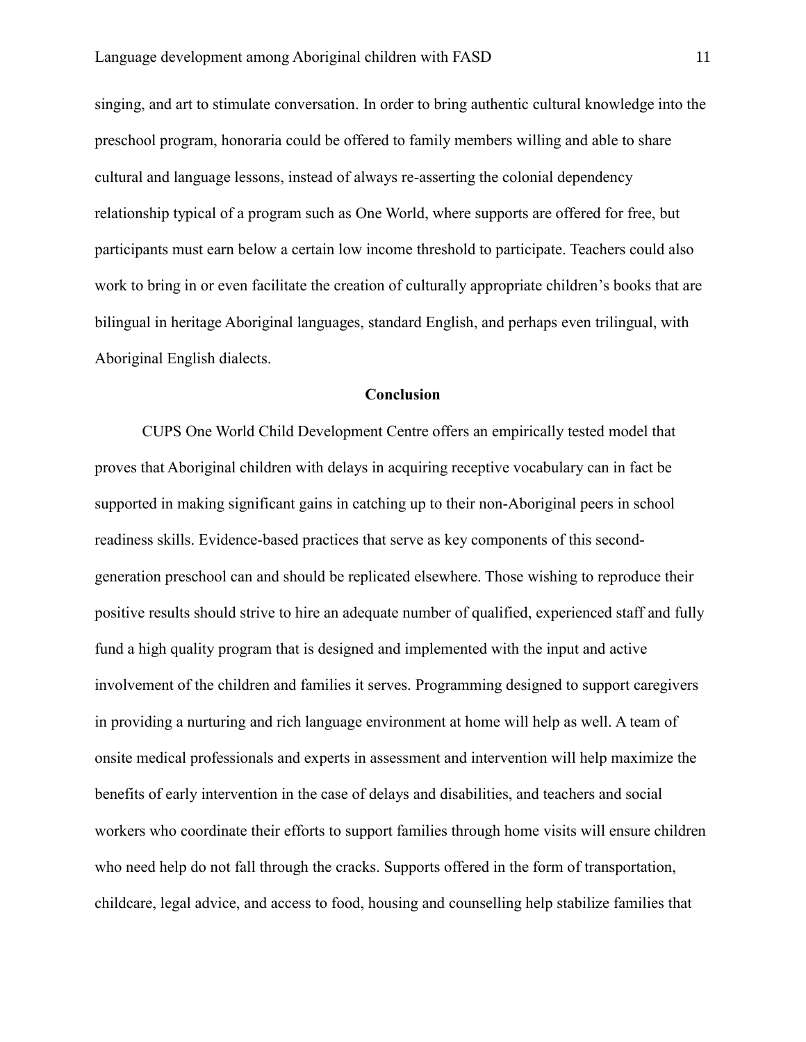singing, and art to stimulate conversation. In order to bring authentic cultural knowledge into the preschool program, honoraria could be offered to family members willing and able to share cultural and language lessons, instead of always re-asserting the colonial dependency relationship typical of a program such as One World, where supports are offered for free, but participants must earn below a certain low income threshold to participate. Teachers could also work to bring in or even facilitate the creation of culturally appropriate children's books that are bilingual in heritage Aboriginal languages, standard English, and perhaps even trilingual, with Aboriginal English dialects.

## Conclusion

CUPS One World Child Development Centre offers an empirically tested model that proves that Aboriginal children with delays in acquiring receptive vocabulary can in fact be supported in making significant gains in catching up to their non-Aboriginal peers in school readiness skills. Evidence-based practices that serve as key components of this second-generation preschool can and should be replicated elsewhere. Those wishing to reproduce their positive results should strive to hire an adequate number of qualified, experienced staff and fully fund a high quality program that is designed and implemented with the input and active involvement of the children and families it serves. Programming designed to support caregivers in providing a nurturing and rich language environment at home will help as well. A team of onsite medical professionals and experts in assessment and intervention will help maximize the benefits of early intervention in the case of delays and disabilities, and teachers and social workers who coordinate their efforts to support families through home visits will ensure children who need help do not fall through the cracks. Supports offered in the form of transportation, childcare, legal advice, and access to food, housing and counselling help stabilize families that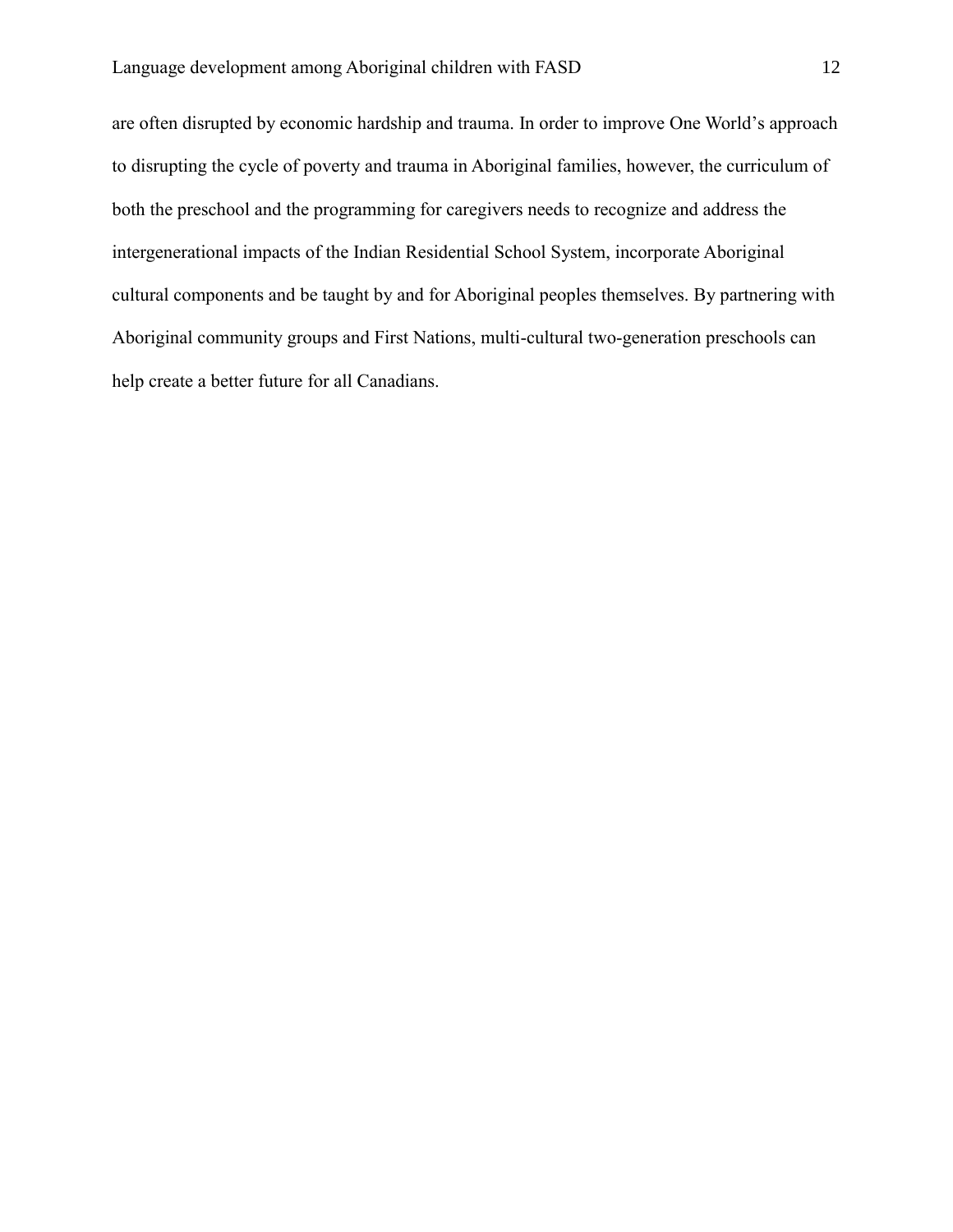are often disrupted by economic hardship and trauma. In order to improve One World's approach to disrupting the cycle of poverty and trauma in Aboriginal families, however, the curriculum of both the preschool and the programming for caregivers needs to recognize and address the intergenerational impacts of the Indian Residential School System, incorporate Aboriginal cultural components and be taught by and for Aboriginal peoples themselves. By partnering with Aboriginal community groups and First Nations, multi-cultural two-generation preschools can help create a better future for all Canadians.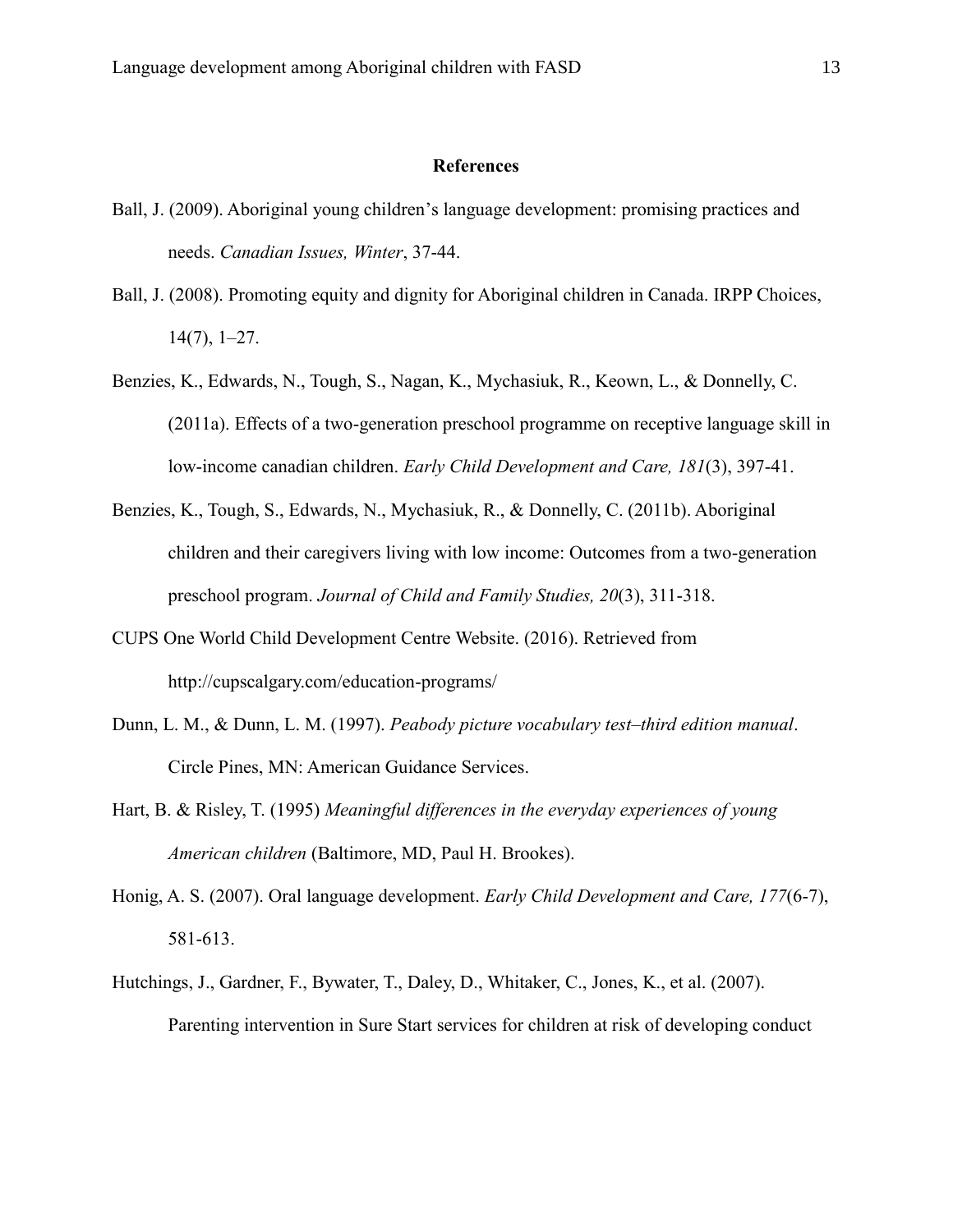**References**

Ball, J. (2009). Aboriginal young children's language development: promising practices and needs. *Canadian Issues, Winter*, 37-44.

Ball, J. (2008). Promoting equity and dignity for Aboriginal children in Canada. IRPP Choices, 14(7), 1–27.

Benzies, K., Edwards, N., Tough, S., Nagan, K., Mychasiuk, R., Keown, L., & Donnelly, C. (2011a). Effects of a two-generation preschool programme on receptive language skill in low-income canadian children. *Early Child Development and Care, 181*(3), 397-41.

Benzies, K., Tough, S., Edwards, N., Mychasiuk, R., & Donnelly, C. (2011b). Aboriginal children and their caregivers living with low income: Outcomes from a two-generation preschool program. *Journal of Child and Family Studies, 20*(3), 311-318.

CUPS One World Child Development Centre Website. (2016). Retrieved from http://cupscalgary.com/education-programs/

Dunn, L. M., & Dunn, L. M. (1997). *Peabody picture vocabulary test–third edition manual*. Circle Pines, MN: American Guidance Services.

Hart, B. & Risley, T. (1995) *Meaningful differences in the everyday experiences of young American children* (Baltimore, MD, Paul H. Brookes).

Honig, A. S. (2007). Oral language development. *Early Child Development and Care, 177*(6-7), 581-613.

Hutchings, J., Gardner, F., Bywater, T., Daley, D., Whitaker, C., Jones, K., et al. (2007). Parenting intervention in Sure Start services for children at risk of developing conduct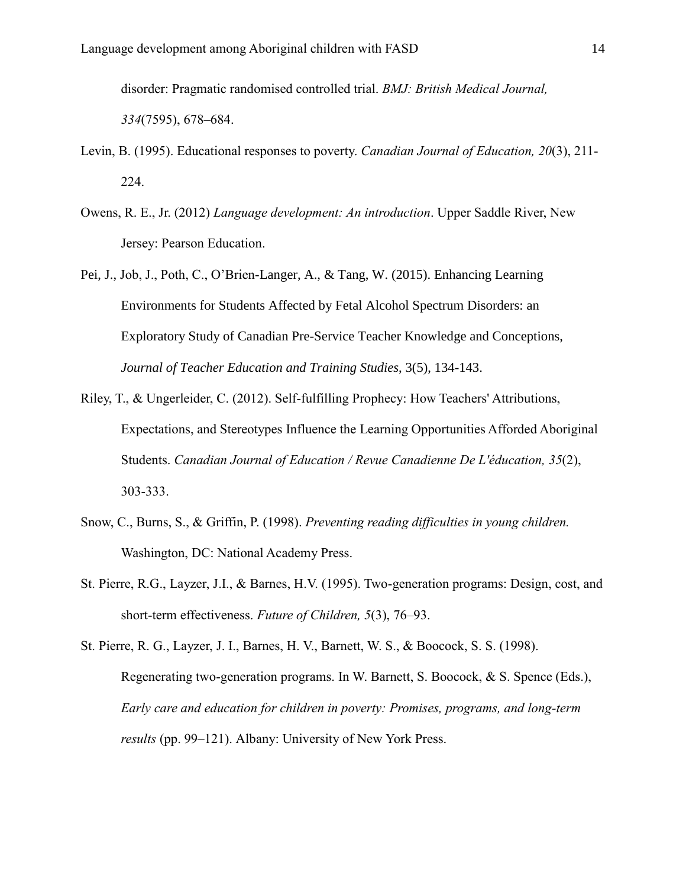disorder: Pragmatic randomised controlled trial. *BMJ: British Medical Journal, 334*(7595), 678–684.

Levin, B. (1995). Educational responses to poverty. *Canadian Journal of Education, 20*(3), 211-224.

Owens, R. E., Jr. (2012) *Language development: An introduction*. Upper Saddle River, New Jersey: Pearson Education.

Pei, J., Job, J., Poth, C., O'Brien-Langer, A., & Tang, W. (2015). Enhancing Learning Environments for Students Affected by Fetal Alcohol Spectrum Disorders: an Exploratory Study of Canadian Pre-Service Teacher Knowledge and Conceptions, *Journal of Teacher Education and Training Studies*, 3(5), 134-143.

Riley, T., & Ungerleider, C. (2012). Self-fulfilling Prophecy: How Teachers' Attributions, Expectations, and Stereotypes Influence the Learning Opportunities Afforded Aboriginal Students. *Canadian Journal of Education / Revue Canadienne De L'éducation, 35*(2), 303-333.

Snow, C., Burns, S., & Griffin, P. (1998). *Preventing reading difficulties in young children.* Washington, DC: National Academy Press.

St. Pierre, R.G., Layzer, J.I., & Barnes, H.V. (1995). Two-generation programs: Design, cost, and short-term effectiveness. *Future of Children, 5*(3), 76–93.

St. Pierre, R. G., Layzer, J. I., Barnes, H. V., Barnett, W. S., & Boocock, S. S. (1998). Regenerating two-generation programs. In W. Barnett, S. Boocock, & S. Spence (Eds.), *Early care and education for children in poverty: Promises, programs, and long-term results* (pp. 99–121). Albany: University of New York Press.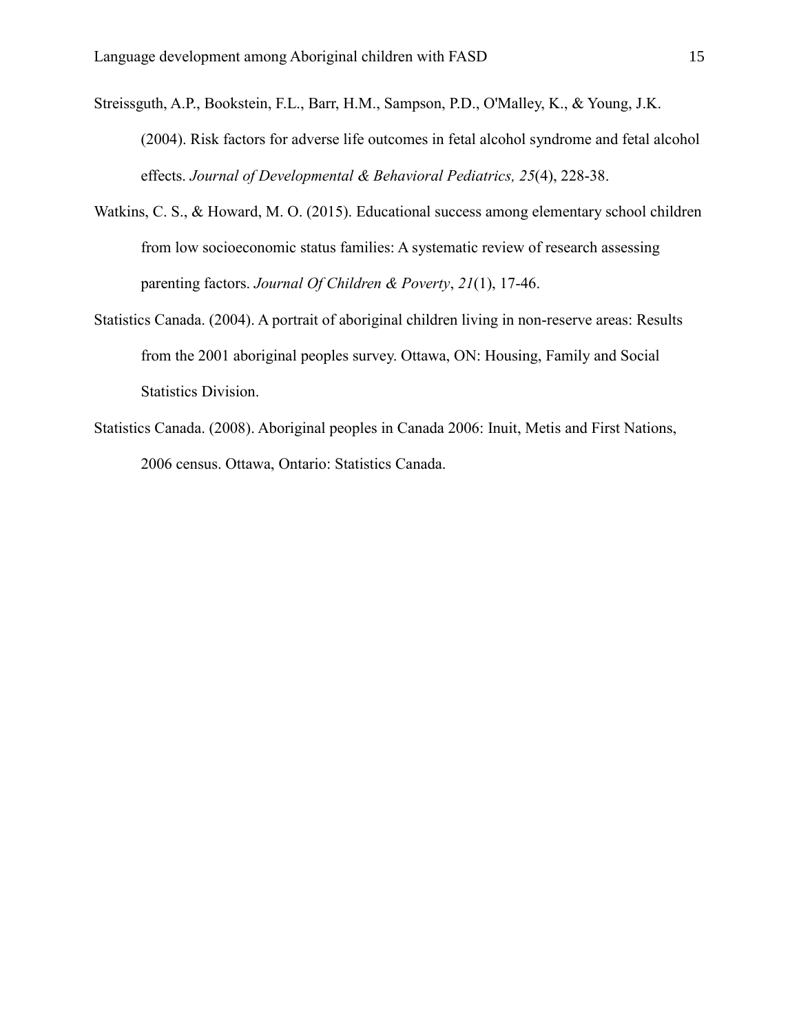Streissguth, A.P., Bookstein, F.L., Barr, H.M., Sampson, P.D., O'Malley, K., & Young, J.K. (2004). Risk factors for adverse life outcomes in fetal alcohol syndrome and fetal alcohol effects. *Journal of Developmental & Behavioral Pediatrics, 25*(4), 228-38.

Watkins, C. S., & Howard, M. O. (2015). Educational success among elementary school children from low socioeconomic status families: A systematic review of research assessing parenting factors. *Journal Of Children & Poverty*, *21*(1), 17-46.

Statistics Canada. (2004). A portrait of aboriginal children living in non-reserve areas: Results from the 2001 aboriginal peoples survey. Ottawa, ON: Housing, Family and Social Statistics Division.

Statistics Canada. (2008). Aboriginal peoples in Canada 2006: Inuit, Metis and First Nations, 2006 census. Ottawa, Ontario: Statistics Canada.